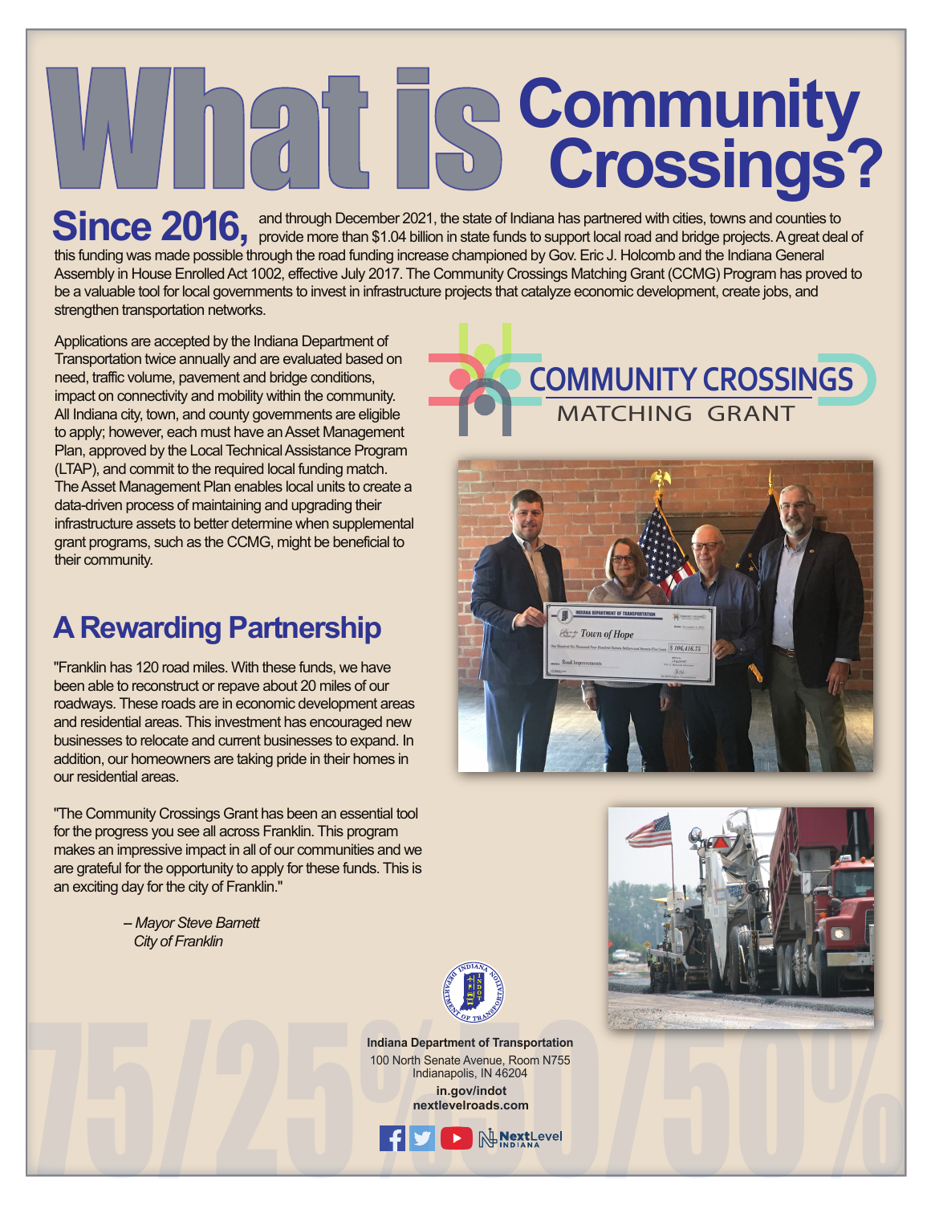# What is Community Crossings?

**Since 2016,** and through December 2021, the state of Indiana has partnered with cities, towns and counties to provide more than $1.04 billion in state funds to support local road and bridge projects. A great deal of this funding was made possible through the road funding increase championed by Gov. Eric J. Holcomb and the Indiana General Assembly in House Enrolled Act 1002, effective July 2017. The Community Crossings Matching Grant (CCMG) Program has proved to be a valuable tool for local governments to invest in infrastructure projects that catalyze economic development, create jobs, and strengthen transportation networks.

Applications are accepted by the Indiana Department of Transportation twice annually and are evaluated based on need, traffic volume, pavement and bridge conditions, impact on connectivity and mobility within the community. All Indiana city, town, and county governments are eligible to apply; however, each must have an Asset Management Plan, approved by the Local Technical Assistance Program (LTAP), and commit to the required local funding match. The Asset Management Plan enables local units to create a data-driven process of maintaining and upgrading their infrastructure assets to better determine when supplemental grant programs, such as the CCMG, might be beneficial to their community.

COMMUNITY CROSSINGS MATCHING GRANT

## A Rewarding Partnership

"Franklin has 120 road miles. With these funds, we have been able to reconstruct or repave about 20 miles of our roadways. These roads are in economic development areas and residential areas. This investment has encouraged new businesses to relocate and current businesses to expand. In addition, our homeowners are taking pride in their homes in our residential areas.

"The Community Crossings Grant has been an essential tool for the progress you see all across Franklin. This program makes an impressive impact in all of our communities and we are grateful for the opportunity to apply for these funds. This is an exciting day for the city of Franklin."

*– Mayor Steve Barnett*
*City of Franklin*

**Indiana Department of Transportation**
100 North Senate Avenue, Room N755
Indianapolis, IN 46204

**in.gov/indot**
**nextlevelroads.com**

75/25% 50/50%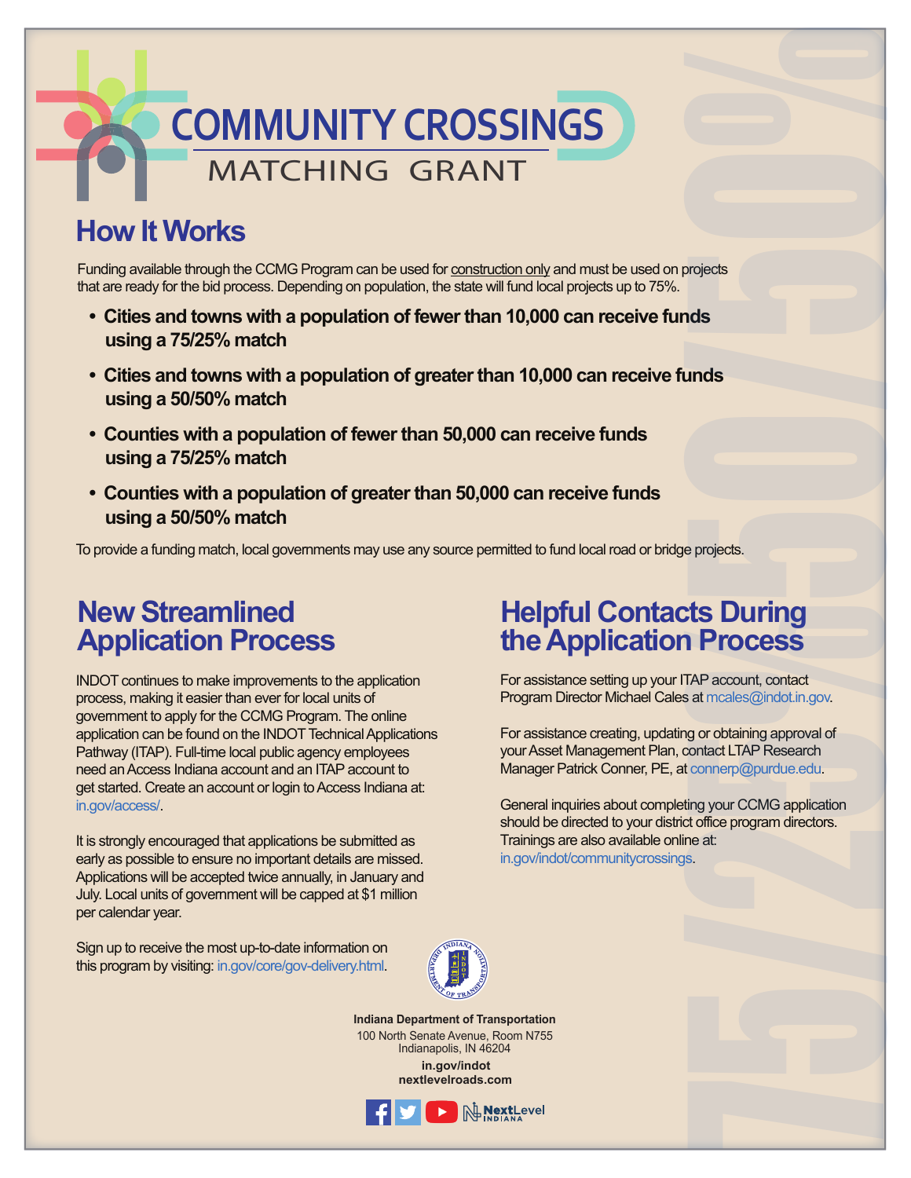# COMMUNITY CROSSINGS

MATCHING GRANT

## How It Works

Funding available through the CCMG Program can be used for construction only and must be used on projects that are ready for the bid process. Depending on population, the state will fund local projects up to 75%.

- **Cities and towns with a population of fewer than 10,000 can receive funds using a 75/25% match**
- **Cities and towns with a population of greater than 10,000 can receive funds using a 50/50% match**
- **Counties with a population of fewer than 50,000 can receive funds using a 75/25% match**
- **Counties with a population of greater than 50,000 can receive funds using a 50/50% match**

To provide a funding match, local governments may use any source permitted to fund local road or bridge projects.

## New Streamlined Application Process

INDOT continues to make improvements to the application process, making it easier than ever for local units of government to apply for the CCMG Program. The online application can be found on the INDOT Technical Applications Pathway (ITAP). Full-time local public agency employees need an Access Indiana account and an ITAP account to get started. Create an account or login to Access Indiana at: in.gov/access/.

It is strongly encouraged that applications be submitted as early as possible to ensure no important details are missed. Applications will be accepted twice annually, in January and July. Local units of government will be capped at $1 million per calendar year.

Sign up to receive the most up-to-date information on this program by visiting: in.gov/core/gov-delivery.html.

## Helpful Contacts During the Application Process

For assistance setting up your ITAP account, contact Program Director Michael Cales at mcales@indot.in.gov.

For assistance creating, updating or obtaining approval of your Asset Management Plan, contact LTAP Research Manager Patrick Conner, PE, at connerp@purdue.edu.

General inquiries about completing your CCMG application should be directed to your district office program directors. Trainings are also available online at: in.gov/indot/communitycrossings.

**Indiana Department of Transportation**
100 North Senate Avenue, Room N755
Indianapolis, IN 46204

**in.gov/indot**
**nextlevelroads.com**